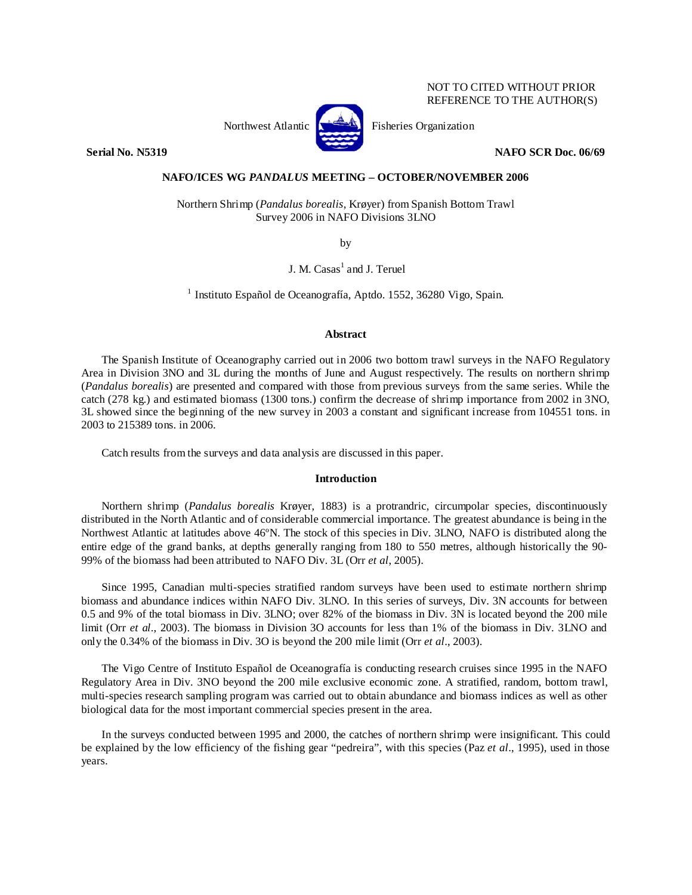NOT TO CITED WITHOUT PRIOR REFERENCE TO THE AUTHOR(S)

Northwest Atlantic Fisheries Organization

**Serial No. N5319** **NAFO SCR Doc. 06/69**

**NAFO/ICES WG *PANDALUS* MEETING – OCTOBER/NOVEMBER 2006**

Northern Shrimp (*Pandalus borealis*, Krøyer) from Spanish Bottom Trawl Survey 2006 in NAFO Divisions 3LNO

by

J. M. Casas[1] and J. Teruel

[1] Instituto Español de Oceanografía, Aptdo. 1552, 36280 Vigo, Spain.

## Abstract

The Spanish Institute of Oceanography carried out in 2006 two bottom trawl surveys in the NAFO Regulatory Area in Division 3NO and 3L during the months of June and August respectively. The results on northern shrimp (*Pandalus borealis*) are presented and compared with those from previous surveys from the same series. While the catch (278 kg.) and estimated biomass (1300 tons.) confirm the decrease of shrimp importance from 2002 in 3NO, 3L showed since the beginning of the new survey in 2003 a constant and significant increase from 104551 tons. in 2003 to 215389 tons. in 2006.

Catch results from the surveys and data analysis are discussed in this paper.

## Introduction

Northern shrimp (*Pandalus borealis* Krøyer, 1883) is a protrandric, circumpolar species, discontinuously distributed in the North Atlantic and of considerable commercial importance. The greatest abundance is being in the Northwest Atlantic at latitudes above 46ºN. The stock of this species in Div. 3LNO, NAFO is distributed along the entire edge of the grand banks, at depths generally ranging from 180 to 550 metres, although historically the 90-99% of the biomass had been attributed to NAFO Div. 3L (Orr *et al*, 2005).

Since 1995, Canadian multi-species stratified random surveys have been used to estimate northern shrimp biomass and abundance indices within NAFO Div. 3LNO. In this series of surveys, Div. 3N accounts for between 0.5 and 9% of the total biomass in Div. 3LNO; over 82% of the biomass in Div. 3N is located beyond the 200 mile limit (Orr *et al*., 2003). The biomass in Division 3O accounts for less than 1% of the biomass in Div. 3LNO and only the 0.34% of the biomass in Div. 3O is beyond the 200 mile limit (Orr *et al*., 2003).

The Vigo Centre of Instituto Español de Oceanografía is conducting research cruises since 1995 in the NAFO Regulatory Area in Div. 3NO beyond the 200 mile exclusive economic zone. A stratified, random, bottom trawl, multi-species research sampling program was carried out to obtain abundance and biomass indices as well as other biological data for the most important commercial species present in the area.

In the surveys conducted between 1995 and 2000, the catches of northern shrimp were insignificant. This could be explained by the low efficiency of the fishing gear "pedreira", with this species (Paz *et al*., 1995), used in those years.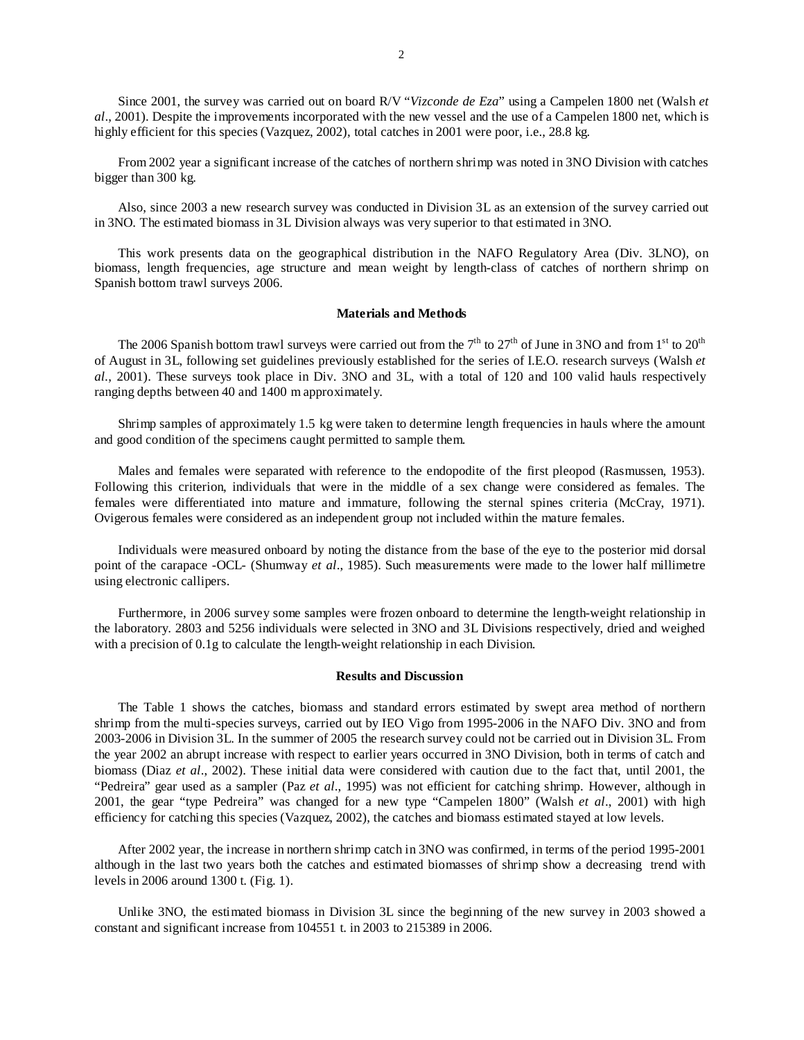Since 2001, the survey was carried out on board R/V "*Vizconde de Eza*" using a Campelen 1800 net (Walsh *et al*., 2001). Despite the improvements incorporated with the new vessel and the use of a Campelen 1800 net, which is highly efficient for this species (Vazquez, 2002), total catches in 2001 were poor, i.e., 28.8 kg.

From 2002 year a significant increase of the catches of northern shrimp was noted in 3NO Division with catches bigger than 300 kg.

Also, since 2003 a new research survey was conducted in Division 3L as an extension of the survey carried out in 3NO. The estimated biomass in 3L Division always was very superior to that estimated in 3NO.

This work presents data on the geographical distribution in the NAFO Regulatory Area (Div. 3LNO), on biomass, length frequencies, age structure and mean weight by length-class of catches of northern shrimp on Spanish bottom trawl surveys 2006.

## Materials and Methods

The 2006 Spanish bottom trawl surveys were carried out from the 7th to 27th of June in 3NO and from 1st to 20th of August in 3L, following set guidelines previously established for the series of I.E.O. research surveys (Walsh *et al*., 2001). These surveys took place in Div. 3NO and 3L, with a total of 120 and 100 valid hauls respectively ranging depths between 40 and 1400 m approximately.

Shrimp samples of approximately 1.5 kg were taken to determine length frequencies in hauls where the amount and good condition of the specimens caught permitted to sample them.

Males and females were separated with reference to the endopodite of the first pleopod (Rasmussen, 1953). Following this criterion, individuals that were in the middle of a sex change were considered as females. The females were differentiated into mature and immature, following the sternal spines criteria (McCray, 1971). Ovigerous females were considered as an independent group not included within the mature females.

Individuals were measured onboard by noting the distance from the base of the eye to the posterior mid dorsal point of the carapace -OCL- (Shumway *et al*., 1985). Such measurements were made to the lower half millimetre using electronic callipers.

Furthermore, in 2006 survey some samples were frozen onboard to determine the length-weight relationship in the laboratory. 2803 and 5256 individuals were selected in 3NO and 3L Divisions respectively, dried and weighed with a precision of 0.1g to calculate the length-weight relationship in each Division.

## Results and Discussion

The Table 1 shows the catches, biomass and standard errors estimated by swept area method of northern shrimp from the multi-species surveys, carried out by IEO Vigo from 1995-2006 in the NAFO Div. 3NO and from 2003-2006 in Division 3L. In the summer of 2005 the research survey could not be carried out in Division 3L. From the year 2002 an abrupt increase with respect to earlier years occurred in 3NO Division, both in terms of catch and biomass (Diaz *et al*., 2002). These initial data were considered with caution due to the fact that, until 2001, the "Pedreira" gear used as a sampler (Paz *et al*., 1995) was not efficient for catching shrimp. However, although in 2001, the gear "type Pedreira" was changed for a new type "Campelen 1800" (Walsh *et al*., 2001) with high efficiency for catching this species (Vazquez, 2002), the catches and biomass estimated stayed at low levels.

After 2002 year, the increase in northern shrimp catch in 3NO was confirmed, in terms of the period 1995-2001 although in the last two years both the catches and estimated biomasses of shrimp show a decreasing trend with levels in 2006 around 1300 t. (Fig. 1).

Unlike 3NO, the estimated biomass in Division 3L since the beginning of the new survey in 2003 showed a constant and significant increase from 104551 t. in 2003 to 215389 in 2006.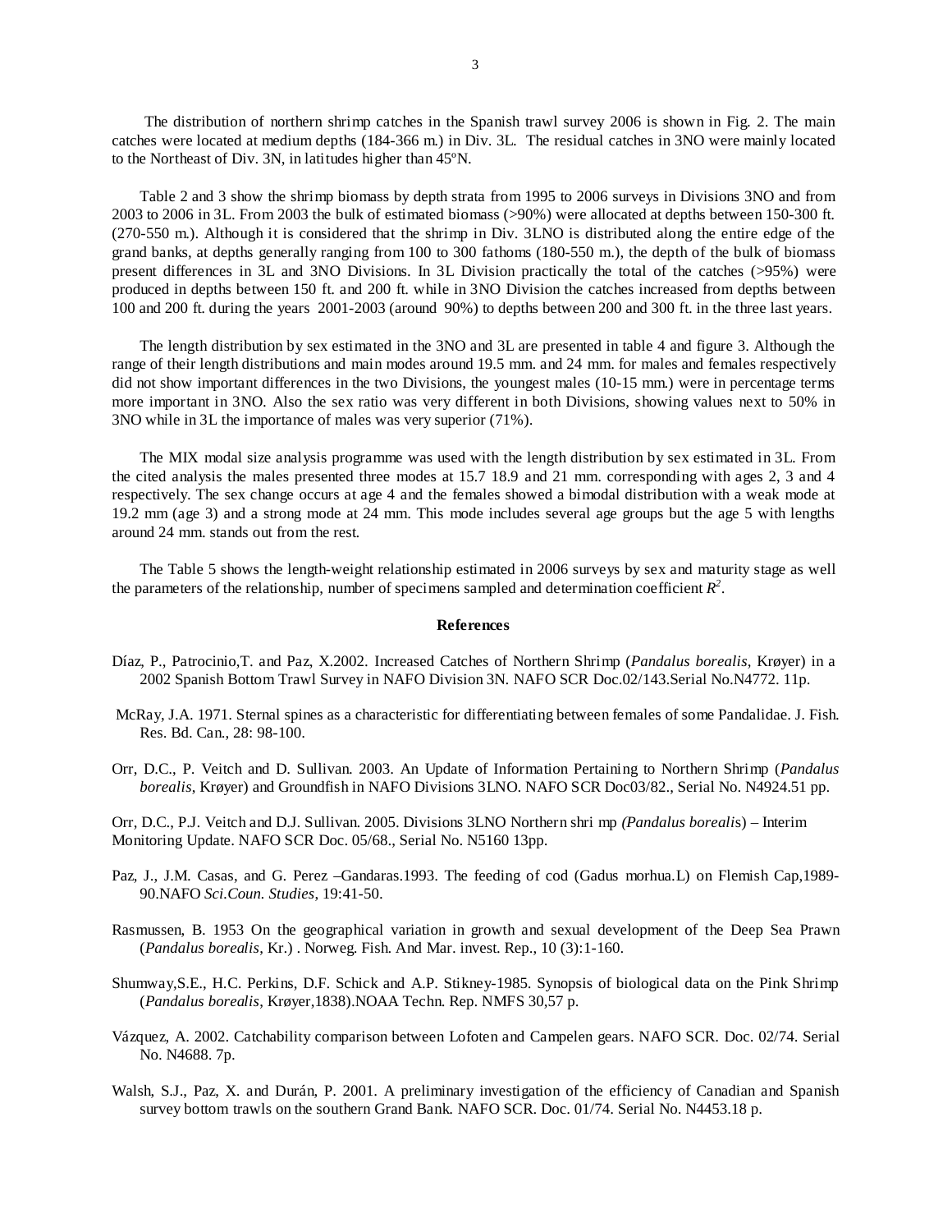The distribution of northern shrimp catches in the Spanish trawl survey 2006 is shown in Fig. 2. The main catches were located at medium depths (184-366 m.) in Div. 3L. The residual catches in 3NO were mainly located to the Northeast of Div. 3N, in latitudes higher than 45ºN.

Table 2 and 3 show the shrimp biomass by depth strata from 1995 to 2006 surveys in Divisions 3NO and from 2003 to 2006 in 3L. From 2003 the bulk of estimated biomass (>90%) were allocated at depths between 150-300 ft. (270-550 m.). Although it is considered that the shrimp in Div. 3LNO is distributed along the entire edge of the grand banks, at depths generally ranging from 100 to 300 fathoms (180-550 m.), the depth of the bulk of biomass present differences in 3L and 3NO Divisions. In 3L Division practically the total of the catches (>95%) were produced in depths between 150 ft. and 200 ft. while in 3NO Division the catches increased from depths between 100 and 200 ft. during the years 2001-2003 (around 90%) to depths between 200 and 300 ft. in the three last years.

The length distribution by sex estimated in the 3NO and 3L are presented in table 4 and figure 3. Although the range of their length distributions and main modes around 19.5 mm. and 24 mm. for males and females respectively did not show important differences in the two Divisions, the youngest males (10-15 mm.) were in percentage terms more important in 3NO. Also the sex ratio was very different in both Divisions, showing values next to 50% in 3NO while in 3L the importance of males was very superior (71%).

The MIX modal size analysis programme was used with the length distribution by sex estimated in 3L. From the cited analysis the males presented three modes at 15.7 18.9 and 21 mm. corresponding with ages 2, 3 and 4 respectively. The sex change occurs at age 4 and the females showed a bimodal distribution with a weak mode at 19.2 mm (age 3) and a strong mode at 24 mm. This mode includes several age groups but the age 5 with lengths around 24 mm. stands out from the rest.

The Table 5 shows the length-weight relationship estimated in 2006 surveys by sex and maturity stage as well the parameters of the relationship, number of specimens sampled and determination coefficient $R^2$.

## References

Díaz, P., Patrocinio,T. and Paz, X.2002. Increased Catches of Northern Shrimp (*Pandalus borealis*, Krøyer) in a 2002 Spanish Bottom Trawl Survey in NAFO Division 3N. NAFO SCR Doc.02/143.Serial No.N4772. 11p.

McRay, J.A. 1971. Sternal spines as a characteristic for differentiating between females of some Pandalidae. J. Fish. Res. Bd. Can., 28: 98-100.

Orr, D.C., P. Veitch and D. Sullivan. 2003. An Update of Information Pertaining to Northern Shrimp (*Pandalus borealis*, Krøyer) and Groundfish in NAFO Divisions 3LNO. NAFO SCR Doc03/82., Serial No. N4924.51 pp.

Orr, D.C., P.J. Veitch and D.J. Sullivan. 2005. Divisions 3LNO Northern shri mp *(Pandalus borealis*) – Interim Monitoring Update. NAFO SCR Doc. 05/68., Serial No. N5160 13pp.

Paz, J., J.M. Casas, and G. Perez –Gandaras.1993. The feeding of cod (Gadus morhua.L) on Flemish Cap,1989-90.NAFO *Sci.Coun. Studies*, 19:41-50.

Rasmussen, B. 1953 On the geographical variation in growth and sexual development of the Deep Sea Prawn (*Pandalus borealis*, Kr.) . Norweg. Fish. And Mar. invest. Rep., 10 (3):1-160.

Shumway,S.E., H.C. Perkins, D.F. Schick and A.P. Stikney-1985. Synopsis of biological data on the Pink Shrimp (*Pandalus borealis*, Krøyer,1838).NOAA Techn. Rep. NMFS 30,57 p.

Vázquez, A. 2002. Catchability comparison between Lofoten and Campelen gears. NAFO SCR. Doc. 02/74. Serial No. N4688. 7p.

Walsh, S.J., Paz, X. and Durán, P. 2001. A preliminary investigation of the efficiency of Canadian and Spanish survey bottom trawls on the southern Grand Bank. NAFO SCR. Doc. 01/74. Serial No. N4453.18 p.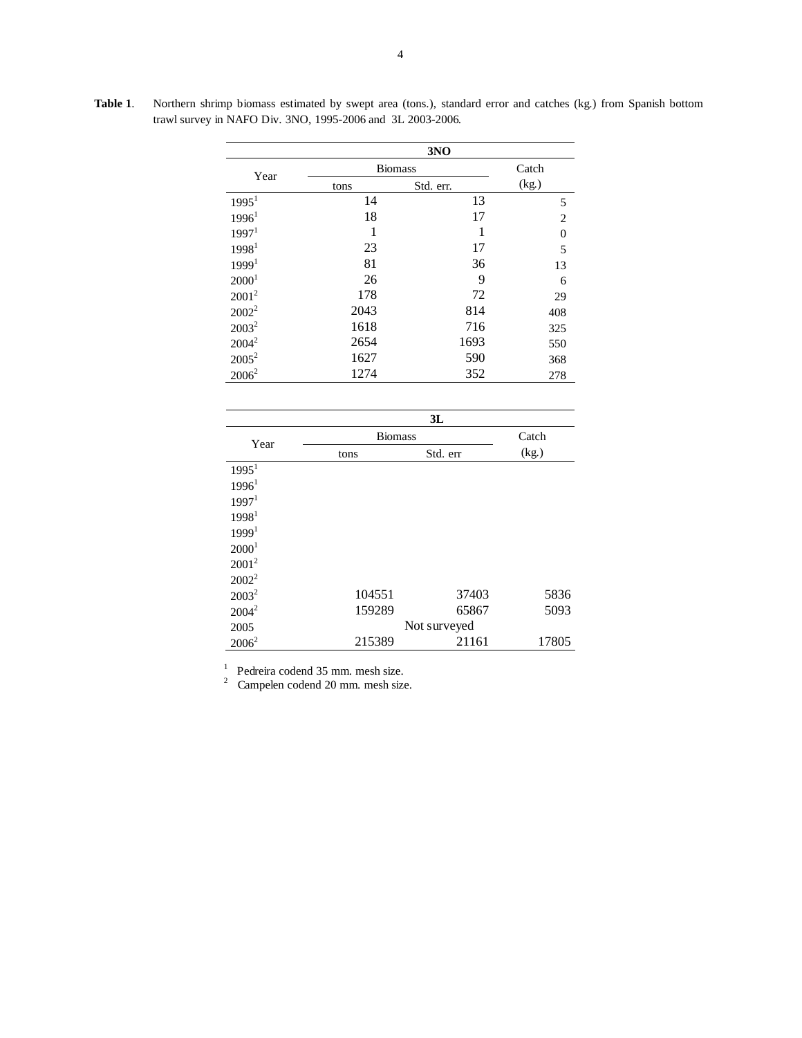**Table 1**. Northern shrimp biomass estimated by swept area (tons.), standard error and catches (kg.) from Spanish bottom trawl survey in NAFO Div. 3NO, 1995-2006 and 3L 2003-2006.

| Year | 3NO | | |
|---|---|---|---|
| | Biomass | | Catch |
| | tons | Std. err. | (kg.) |
| 1995[1] | 14 | 13 | 5 |
| 1996[1] | 18 | 17 | 2 |
| 1997[1] | 1 | 1 | 0 |
| 1998[1] | 23 | 17 | 5 |
| 1999[1] | 81 | 36 | 13 |
| 2000[1] | 26 | 9 | 6 |
| 2001[2] | 178 | 72 | 29 |
| 2002[2] | 2043 | 814 | 408 |
| 2003[2] | 1618 | 716 | 325 |
| 2004[2] | 2654 | 1693 | 550 |
| 2005[2] | 1627 | 590 | 368 |
| 2006[2] | 1274 | 352 | 278 |

| Year | 3L | | |
|---|---|---|---|
| | Biomass | | Catch |
| | tons | Std. err | (kg.) |
| 1995[1] | | | |
| 1996[1] | | | |
| 1997[1] | | | |
| 1998[1] | | | |
| 1999[1] | | | |
| 2000[1] | | | |
| 2001[2] | | | |
| 2002[2] | | | |
| 2003[2] | 104551 | 37403 | 5836 |
| 2004[2] | 159289 | 65867 | 5093 |
| 2005 | Not surveyed | | |
| 2006[2] | 215389 | 21161 | 17805 |

[1] Pedreira codend 35 mm. mesh size.
[2] Campelen codend 20 mm. mesh size.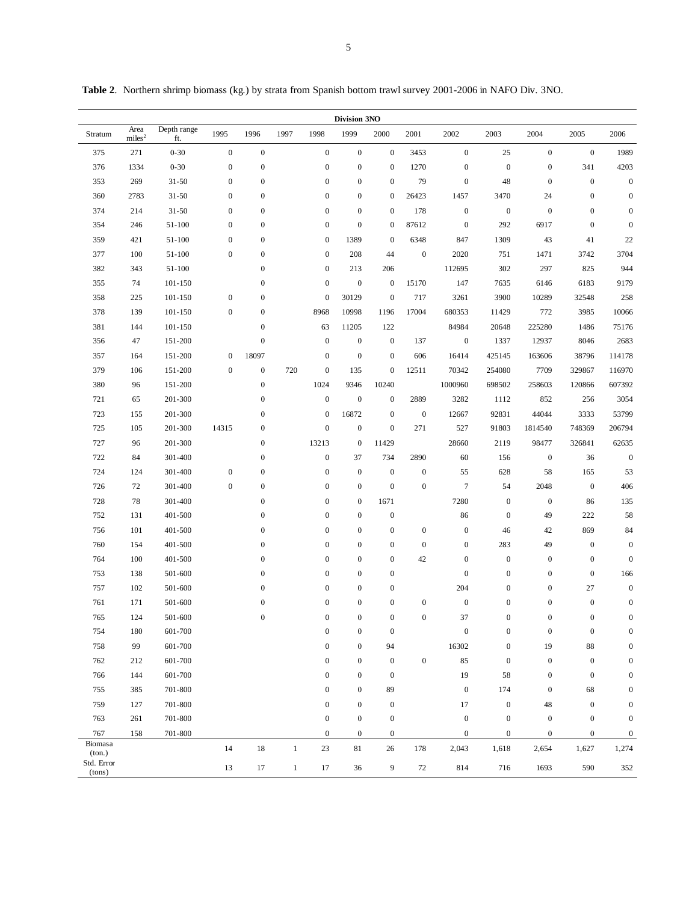**Table 2**. Northern shrimp biomass (kg.) by strata from Spanish bottom trawl survey 2001-2006 in NAFO Div. 3NO.

| | | | Division 3NO | | | | | | | | | | | |
|---|---|---|---|---|---|---|---|---|---|---|---|---|---|---|
| Stratum | Area miles$^2$ | Depth range ft. | 1995 | 1996 | 1997 | 1998 | 1999 | 2000 | 2001 | 2002 | 2003 | 2004 | 2005 | 2006 |
| 375 | 271 | 0-30 | 0 | 0 | | 0 | 0 | 0 | 3453 | 0 | 25 | 0 | 0 | 1989 |
| 376 | 1334 | 0-30 | 0 | 0 | | 0 | 0 | 0 | 1270 | 0 | 0 | 0 | 341 | 4203 |
| 353 | 269 | 31-50 | 0 | 0 | | 0 | 0 | 0 | 79 | 0 | 48 | 0 | 0 | 0 |
| 360 | 2783 | 31-50 | 0 | 0 | | 0 | 0 | 0 | 26423 | 1457 | 3470 | 24 | 0 | 0 |
| 374 | 214 | 31-50 | 0 | 0 | | 0 | 0 | 0 | 178 | 0 | 0 | 0 | 0 | 0 |
| 354 | 246 | 51-100 | 0 | 0 | | 0 | 0 | 0 | 87612 | 0 | 292 | 6917 | 0 | 0 |
| 359 | 421 | 51-100 | 0 | 0 | | 0 | 1389 | 0 | 6348 | 847 | 1309 | 43 | 41 | 22 |
| 377 | 100 | 51-100 | 0 | 0 | | 0 | 208 | 44 | 0 | 2020 | 751 | 1471 | 3742 | 3704 |
| 382 | 343 | 51-100 | | 0 | | 0 | 213 | 206 | | 112695 | 302 | 297 | 825 | 944 |
| 355 | 74 | 101-150 | | 0 | | 0 | 0 | 0 | 15170 | 147 | 7635 | 6146 | 6183 | 9179 |
| 358 | 225 | 101-150 | 0 | 0 | | 0 | 30129 | 0 | 717 | 3261 | 3900 | 10289 | 32548 | 258 |
| 378 | 139 | 101-150 | 0 | 0 | | 8968 | 10998 | 1196 | 17004 | 680353 | 11429 | 772 | 3985 | 10066 |
| 381 | 144 | 101-150 | | 0 | | 63 | 11205 | 122 | | 84984 | 20648 | 225280 | 1486 | 75176 |
| 356 | 47 | 151-200 | | 0 | | 0 | 0 | 0 | 137 | 0 | 1337 | 12937 | 8046 | 2683 |
| 357 | 164 | 151-200 | 0 | 18097 | | 0 | 0 | 0 | 606 | 16414 | 425145 | 163606 | 38796 | 114178 |
| 379 | 106 | 151-200 | 0 | 0 | 720 | 0 | 135 | 0 | 12511 | 70342 | 254080 | 7709 | 329867 | 116970 |
| 380 | 96 | 151-200 | | 0 | | 1024 | 9346 | 10240 | | 1000960 | 698502 | 258603 | 120866 | 607392 |
| 721 | 65 | 201-300 | | 0 | | 0 | 0 | 0 | 2889 | 3282 | 1112 | 852 | 256 | 3054 |
| 723 | 155 | 201-300 | | 0 | | 0 | 16872 | 0 | 0 | 12667 | 92831 | 44044 | 3333 | 53799 |
| 725 | 105 | 201-300 | 14315 | 0 | | 0 | 0 | 0 | 271 | 527 | 91803 | 1814540 | 748369 | 206794 |
| 727 | 96 | 201-300 | | 0 | | 13213 | 0 | 11429 | | 28660 | 2119 | 98477 | 326841 | 62635 |
| 722 | 84 | 301-400 | | 0 | | 0 | 37 | 734 | 2890 | 60 | 156 | 0 | 36 | 0 |
| 724 | 124 | 301-400 | 0 | 0 | | 0 | 0 | 0 | 0 | 55 | 628 | 58 | 165 | 53 |
| 726 | 72 | 301-400 | 0 | 0 | | 0 | 0 | 0 | 0 | 7 | 54 | 2048 | 0 | 406 |
| 728 | 78 | 301-400 | | 0 | | 0 | 0 | 1671 | | 7280 | 0 | 0 | 86 | 135 |
| 752 | 131 | 401-500 | | 0 | | 0 | 0 | 0 | | 86 | 0 | 49 | 222 | 58 |
| 756 | 101 | 401-500 | | 0 | | 0 | 0 | 0 | 0 | 0 | 46 | 42 | 869 | 84 |
| 760 | 154 | 401-500 | | 0 | | 0 | 0 | 0 | 0 | 0 | 283 | 49 | 0 | 0 |
| 764 | 100 | 401-500 | | 0 | | 0 | 0 | 0 | 42 | 0 | 0 | 0 | 0 | 0 |
| 753 | 138 | 501-600 | | 0 | | 0 | 0 | 0 | | 0 | 0 | 0 | 0 | 166 |
| 757 | 102 | 501-600 | | 0 | | 0 | 0 | 0 | | 204 | 0 | 0 | 27 | 0 |
| 761 | 171 | 501-600 | | 0 | | 0 | 0 | 0 | 0 | 0 | 0 | 0 | 0 | 0 |
| 765 | 124 | 501-600 | | 0 | | 0 | 0 | 0 | 0 | 37 | 0 | 0 | 0 | 0 |
| 754 | 180 | 601-700 | | | | 0 | 0 | 0 | | 0 | 0 | 0 | 0 | 0 |
| 758 | 99 | 601-700 | | | | 0 | 0 | 94 | | 16302 | 0 | 19 | 88 | 0 |
| 762 | 212 | 601-700 | | | | 0 | 0 | 0 | 0 | 85 | 0 | 0 | 0 | 0 |
| 766 | 144 | 601-700 | | | | 0 | 0 | 0 | | 19 | 58 | 0 | 0 | 0 |
| 755 | 385 | 701-800 | | | | 0 | 0 | 89 | | 0 | 174 | 0 | 68 | 0 |
| 759 | 127 | 701-800 | | | | 0 | 0 | 0 | | 17 | 0 | 48 | 0 | 0 |
| 763 | 261 | 701-800 | | | | 0 | 0 | 0 | | 0 | 0 | 0 | 0 | 0 |
| 767 | 158 | 701-800 | | | | 0 | 0 | 0 | | 0 | 0 | 0 | 0 | 0 |
| Biomasa (ton.) | | | 14 | 18 | 1 | 23 | 81 | 26 | 178 | 2,043 | 1,618 | 2,654 | 1,627 | 1,274 |
| Std. Error (tons) | | | 13 | 17 | 1 | 17 | 36 | 9 | 72 | 814 | 716 | 1693 | 590 | 352 |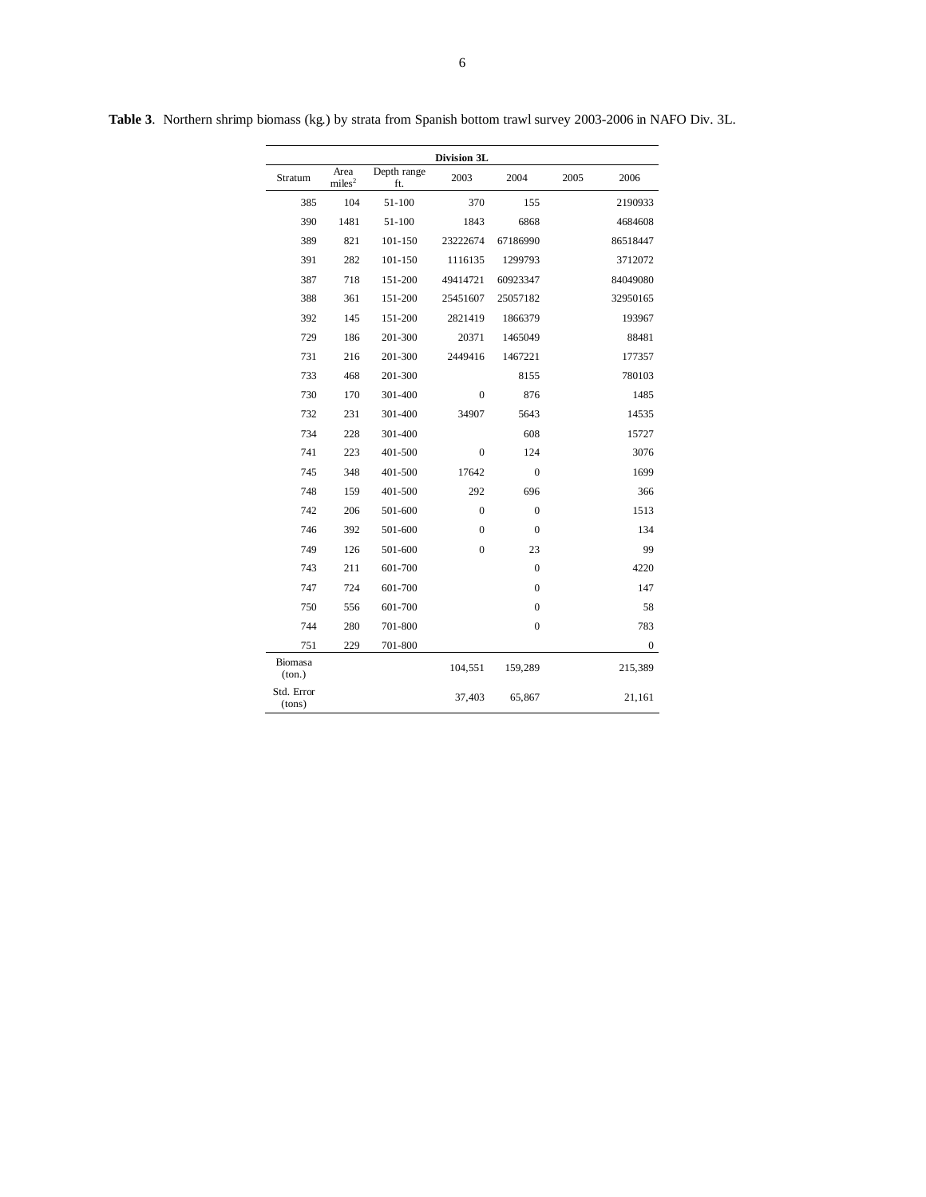**Table 3**. Northern shrimp biomass (kg.) by strata from Spanish bottom trawl survey 2003-2006 in NAFO Div. 3L.

| Division 3L | | | | | | |
|---|---|---|---|---|---|---|
| Stratum | Area miles$^2$ | Depth range ft. | 2003 | 2004 | 2005 | 2006 |
| 385 | 104 | 51-100 | 370 | 155 | | 2190933 |
| 390 | 1481 | 51-100 | 1843 | 6868 | | 4684608 |
| 389 | 821 | 101-150 | 23222674 | 67186990 | | 86518447 |
| 391 | 282 | 101-150 | 1116135 | 1299793 | | 3712072 |
| 387 | 718 | 151-200 | 49414721 | 60923347 | | 84049080 |
| 388 | 361 | 151-200 | 25451607 | 25057182 | | 32950165 |
| 392 | 145 | 151-200 | 2821419 | 1866379 | | 193967 |
| 729 | 186 | 201-300 | 20371 | 1465049 | | 88481 |
| 731 | 216 | 201-300 | 2449416 | 1467221 | | 177357 |
| 733 | 468 | 201-300 | | 8155 | | 780103 |
| 730 | 170 | 301-400 | 0 | 876 | | 1485 |
| 732 | 231 | 301-400 | 34907 | 5643 | | 14535 |
| 734 | 228 | 301-400 | | 608 | | 15727 |
| 741 | 223 | 401-500 | 0 | 124 | | 3076 |
| 745 | 348 | 401-500 | 17642 | 0 | | 1699 |
| 748 | 159 | 401-500 | 292 | 696 | | 366 |
| 742 | 206 | 501-600 | 0 | 0 | | 1513 |
| 746 | 392 | 501-600 | 0 | 0 | | 134 |
| 749 | 126 | 501-600 | 0 | 23 | | 99 |
| 743 | 211 | 601-700 | | 0 | | 4220 |
| 747 | 724 | 601-700 | | 0 | | 147 |
| 750 | 556 | 601-700 | | 0 | | 58 |
| 744 | 280 | 701-800 | | 0 | | 783 |
| 751 | 229 | 701-800 | | | | 0 |
| Biomasa (ton.) | | | 104,551 | 159,289 | | 215,389 |
| Std. Error (tons) | | | 37,403 | 65,867 | | 21,161 |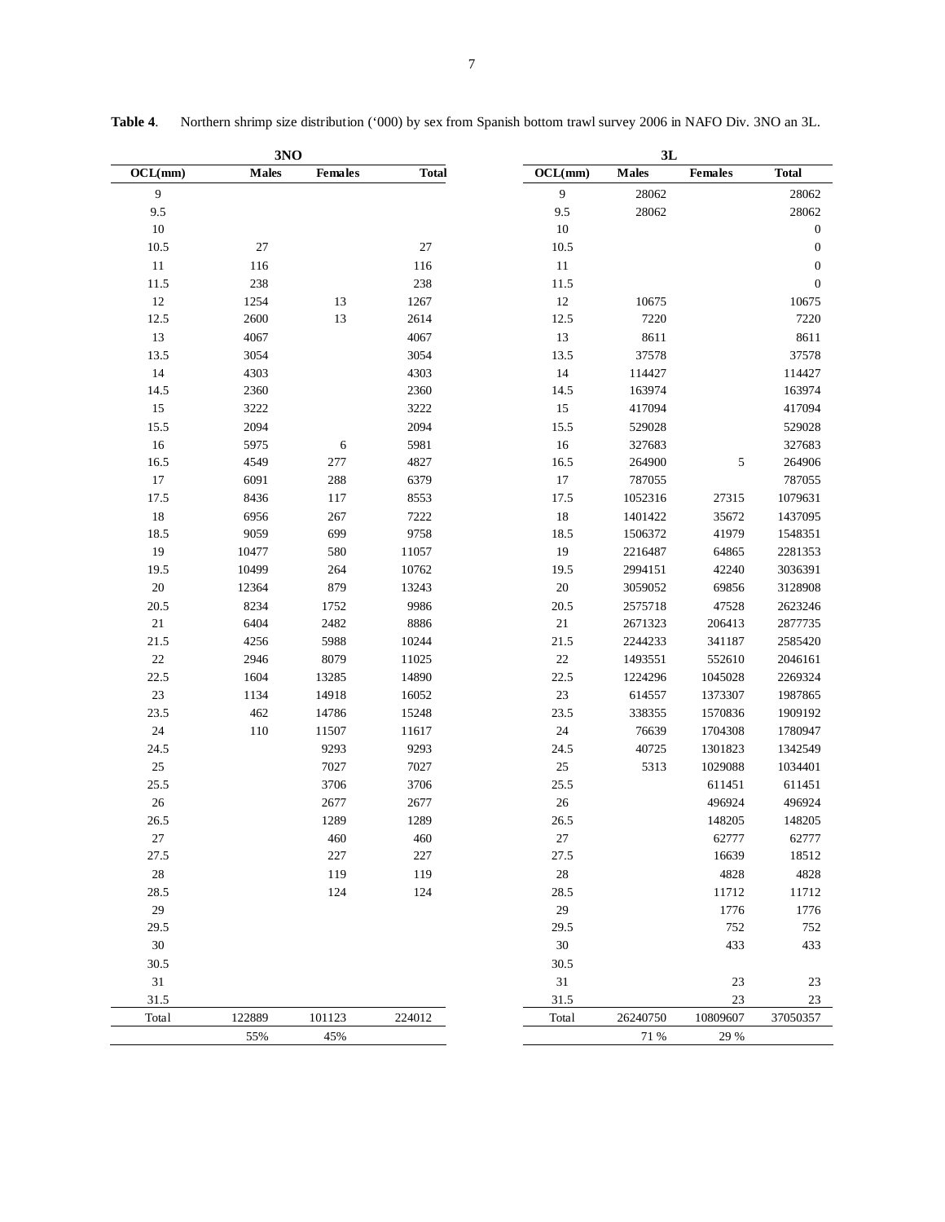**Table 4**. Northern shrimp size distribution ('000) by sex from Spanish bottom trawl survey 2006 in NAFO Div. 3NO an 3L.

| 3NO | | | | | 3L | | | |
|---|---|---|---|---|---|---|---|---|
| OCL(mm) | Males | Females | Total | | OCL(mm) | Males | Females | Total |
| 9 | | | | | 9 | 28062 | | 28062 |
| 9.5 | | | | | 9.5 | 28062 | | 28062 |
| 10 | | | | | 10 | | | 0 |
| 10.5 | 27 | | 27 | | 10.5 | | | 0 |
| 11 | 116 | | 116 | | 11 | | | 0 |
| 11.5 | 238 | | 238 | | 11.5 | | | 0 |
| 12 | 1254 | 13 | 1267 | | 12 | 10675 | | 10675 |
| 12.5 | 2600 | 13 | 2614 | | 12.5 | 7220 | | 7220 |
| 13 | 4067 | | 4067 | | 13 | 8611 | | 8611 |
| 13.5 | 3054 | | 3054 | | 13.5 | 37578 | | 37578 |
| 14 | 4303 | | 4303 | | 14 | 114427 | | 114427 |
| 14.5 | 2360 | | 2360 | | 14.5 | 163974 | | 163974 |
| 15 | 3222 | | 3222 | | 15 | 417094 | | 417094 |
| 15.5 | 2094 | | 2094 | | 15.5 | 529028 | | 529028 |
| 16 | 5975 | 6 | 5981 | | 16 | 327683 | | 327683 |
| 16.5 | 4549 | 277 | 4827 | | 16.5 | 264900 | 5 | 264906 |
| 17 | 6091 | 288 | 6379 | | 17 | 787055 | | 787055 |
| 17.5 | 8436 | 117 | 8553 | | 17.5 | 1052316 | 27315 | 1079631 |
| 18 | 6956 | 267 | 7222 | | 18 | 1401422 | 35672 | 1437095 |
| 18.5 | 9059 | 699 | 9758 | | 18.5 | 1506372 | 41979 | 1548351 |
| 19 | 10477 | 580 | 11057 | | 19 | 2216487 | 64865 | 2281353 |
| 19.5 | 10499 | 264 | 10762 | | 19.5 | 2994151 | 42240 | 3036391 |
| 20 | 12364 | 879 | 13243 | | 20 | 3059052 | 69856 | 3128908 |
| 20.5 | 8234 | 1752 | 9986 | | 20.5 | 2575718 | 47528 | 2623246 |
| 21 | 6404 | 2482 | 8886 | | 21 | 2671323 | 206413 | 2877735 |
| 21.5 | 4256 | 5988 | 10244 | | 21.5 | 2244233 | 341187 | 2585420 |
| 22 | 2946 | 8079 | 11025 | | 22 | 1493551 | 552610 | 2046161 |
| 22.5 | 1604 | 13285 | 14890 | | 22.5 | 1224296 | 1045028 | 2269324 |
| 23 | 1134 | 14918 | 16052 | | 23 | 614557 | 1373307 | 1987865 |
| 23.5 | 462 | 14786 | 15248 | | 23.5 | 338355 | 1570836 | 1909192 |
| 24 | 110 | 11507 | 11617 | | 24 | 76639 | 1704308 | 1780947 |
| 24.5 | | 9293 | 9293 | | 24.5 | 40725 | 1301823 | 1342549 |
| 25 | | 7027 | 7027 | | 25 | 5313 | 1029088 | 1034401 |
| 25.5 | | 3706 | 3706 | | 25.5 | | 611451 | 611451 |
| 26 | | 2677 | 2677 | | 26 | | 496924 | 496924 |
| 26.5 | | 1289 | 1289 | | 26.5 | | 148205 | 148205 |
| 27 | | 460 | 460 | | 27 | | 62777 | 62777 |
| 27.5 | | 227 | 227 | | 27.5 | | 16639 | 18512 |
| 28 | | 119 | 119 | | 28 | | 4828 | 4828 |
| 28.5 | | 124 | 124 | | 28.5 | | 11712 | 11712 |
| 29 | | | | | 29 | | 1776 | 1776 |
| 29.5 | | | | | 29.5 | | 752 | 752 |
| 30 | | | | | 30 | | 433 | 433 |
| 30.5 | | | | | 30.5 | | | |
| 31 | | | | | 31 | | 23 | 23 |
| 31.5 | | | | | 31.5 | | 23 | 23 |
| Total | 122889 | 101123 | 224012 | | Total | 26240750 | 10809607 | 37050357 |
| | 55% | 45% | | | | 71 % | 29 % | |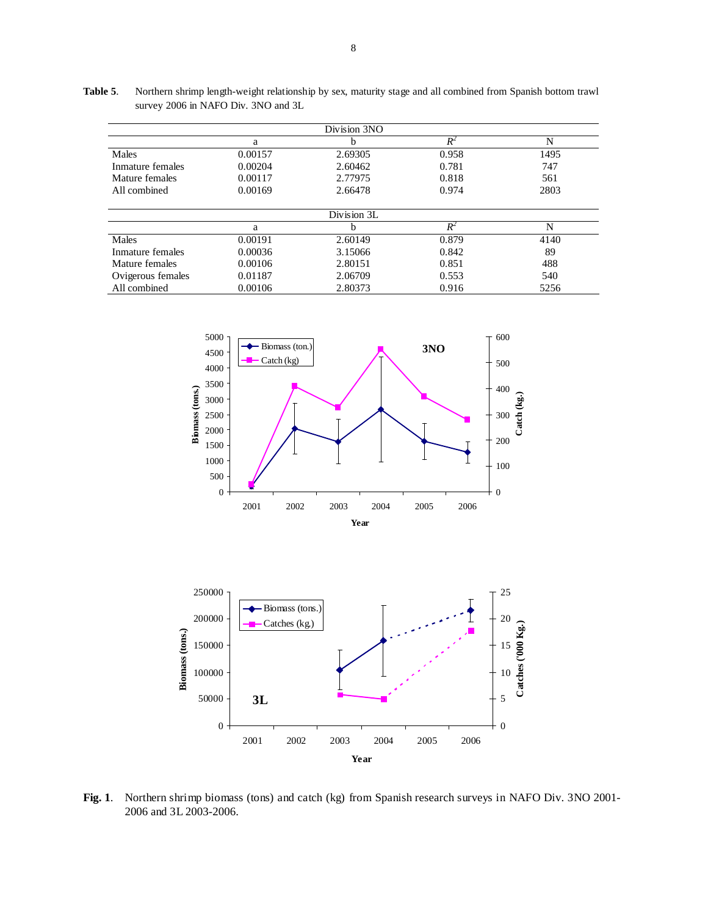**Table 5**. Northern shrimp length-weight relationship by sex, maturity stage and all combined from Spanish bottom trawl survey 2006 in NAFO Div. 3NO and 3L

| | Division 3NO | | | |
|---|---|---|---|---|
| | a | b | $R^2$ | N |
| Males | 0.00157 | 2.69305 | 0.958 | 1495 |
| Inmature females | 0.00204 | 2.60462 | 0.781 | 747 |
| Mature females | 0.00117 | 2.77975 | 0.818 | 561 |
| All combined | 0.00169 | 2.66478 | 0.974 | 2803 |

| | Division 3L | | | |
|---|---|---|---|---|
| | a | b | $R^2$ | N |
| Males | 0.00191 | 2.60149 | 0.879 | 4140 |
| Inmature females | 0.00036 | 3.15066 | 0.842 | 89 |
| Mature females | 0.00106 | 2.80151 | 0.851 | 488 |
| Ovigerous females | 0.01187 | 2.06709 | 0.553 | 540 |
| All combined | 0.00106 | 2.80373 | 0.916 | 5256 |

**Fig. 1**. Northern shrimp biomass (tons) and catch (kg) from Spanish research surveys in NAFO Div. 3NO 2001-2006 and 3L 2003-2006.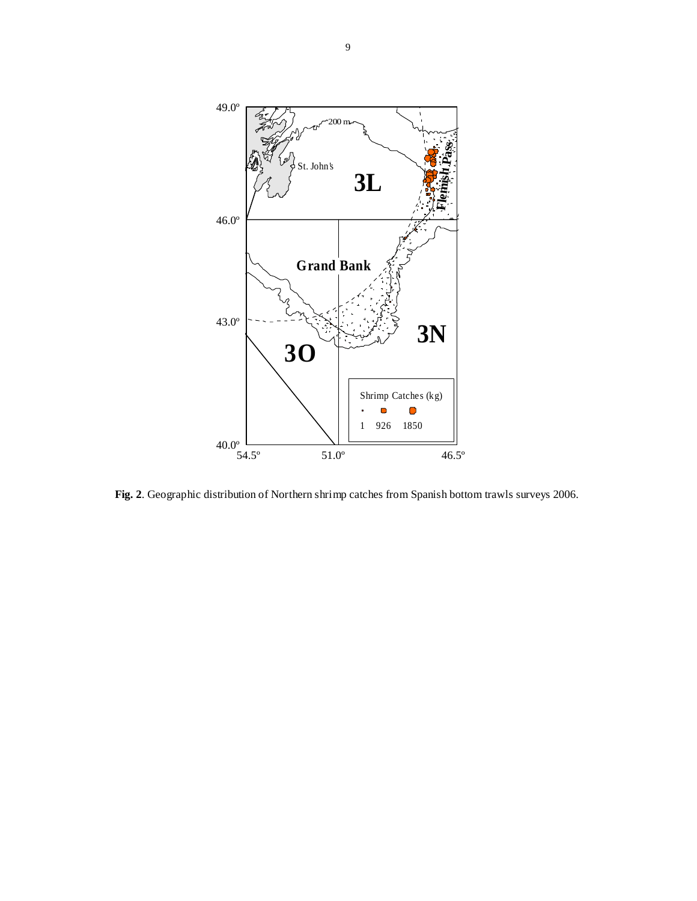**Fig. 2**. Geographic distribution of Northern shrimp catches from Spanish bottom trawls surveys 2006.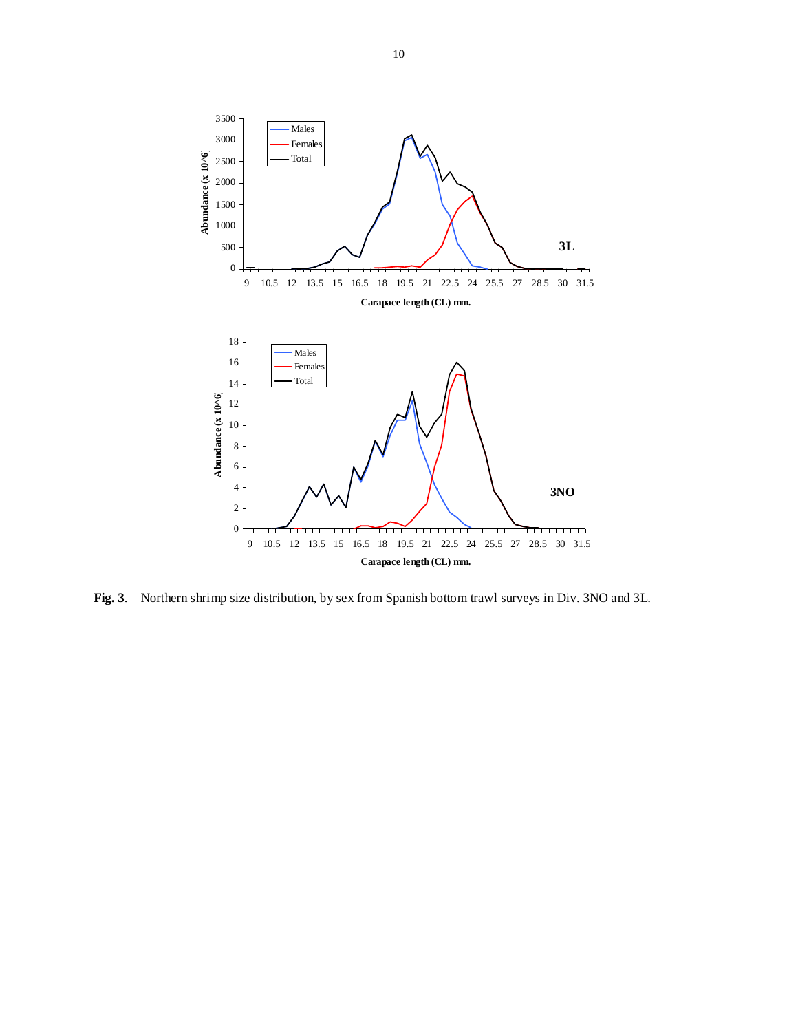3500
3000
2500
2000
1500
1000
500
0

Abundance (x 10^6)

Males
Females
Total

3L

9 10.5 12 13.5 15 16.5 18 19.5 21 22.5 24 25.5 27 28.5 30 31.5

Carapace length (CL) mm.

18
16
14
12
10
8
6
4
2
0

Abundance (x 10^6)

Males
Females
Total

3NO

9 10.5 12 13.5 15 16.5 18 19.5 21 22.5 24 25.5 27 28.5 30 31.5

Carapace length (CL) mm.

**Fig. 3**. Northern shrimp size distribution, by sex from Spanish bottom trawl surveys in Div. 3NO and 3L.